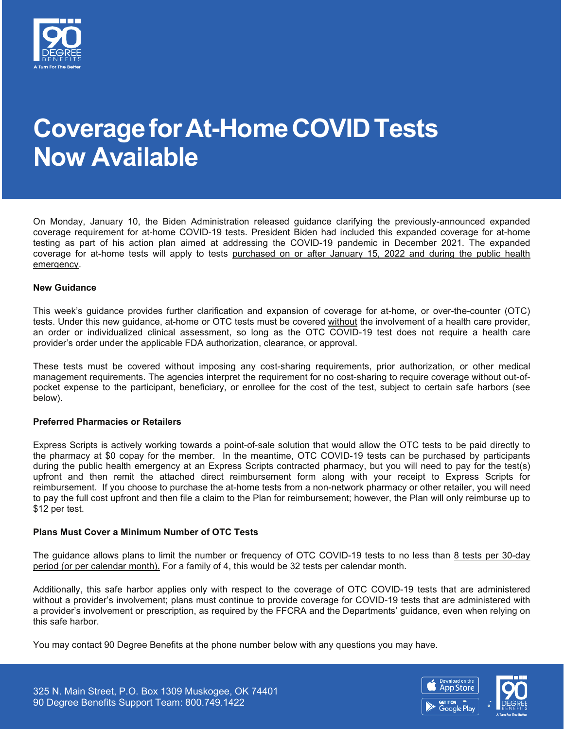# Coverage for At-Home COVID Tests Now Available

On Monday, January 10, the Biden Administration released guidance clarifying the previously-announced expanded coverage requirement for at-home COVID-19 tests. President Biden had included this expanded coverage for at-home testing as part of his action plan aimed at addressing the COVID-19 pandemic in December 2021. The expanded coverage for at-home tests will apply to tests purchased on or after January 15, 2022 and during the public health emergency.

**New Guidance**

This week's guidance provides further clarification and expansion of coverage for at-home, or over-the-counter (OTC) tests. Under this new guidance, at-home or OTC tests must be covered without the involvement of a health care provider, an order or individualized clinical assessment, so long as the OTC COVID-19 test does not require a health care provider's order under the applicable FDA authorization, clearance, or approval.

These tests must be covered without imposing any cost-sharing requirements, prior authorization, or other medical management requirements. The agencies interpret the requirement for no cost-sharing to require coverage without out-of-pocket expense to the participant, beneficiary, or enrollee for the cost of the test, subject to certain safe harbors (see below).

**Preferred Pharmacies or Retailers**

Express Scripts is actively working towards a point-of-sale solution that would allow the OTC tests to be paid directly to the pharmacy at $0 copay for the member. In the meantime, OTC COVID-19 tests can be purchased by participants during the public health emergency at an Express Scripts contracted pharmacy, but you will need to pay for the test(s) upfront and then remit the attached direct reimbursement form along with your receipt to Express Scripts for reimbursement. If you choose to purchase the at-home tests from a non-network pharmacy or other retailer, you will need to pay the full cost upfront and then file a claim to the Plan for reimbursement; however, the Plan will only reimburse up to $12 per test.

**Plans Must Cover a Minimum Number of OTC Tests**

The guidance allows plans to limit the number or frequency of OTC COVID-19 tests to no less than 8 tests per 30-day period (or per calendar month). For a family of 4, this would be 32 tests per calendar month.

Additionally, this safe harbor applies only with respect to the coverage of OTC COVID-19 tests that are administered without a provider's involvement; plans must continue to provide coverage for COVID-19 tests that are administered with a provider's involvement or prescription, as required by the FFCRA and the Departments' guidance, even when relying on this safe harbor.

You may contact 90 Degree Benefits at the phone number below with any questions you may have.

325 N. Main Street, P.O. Box 1309 Muskogee, OK 74401
90 Degree Benefits Support Team: 800.749.1422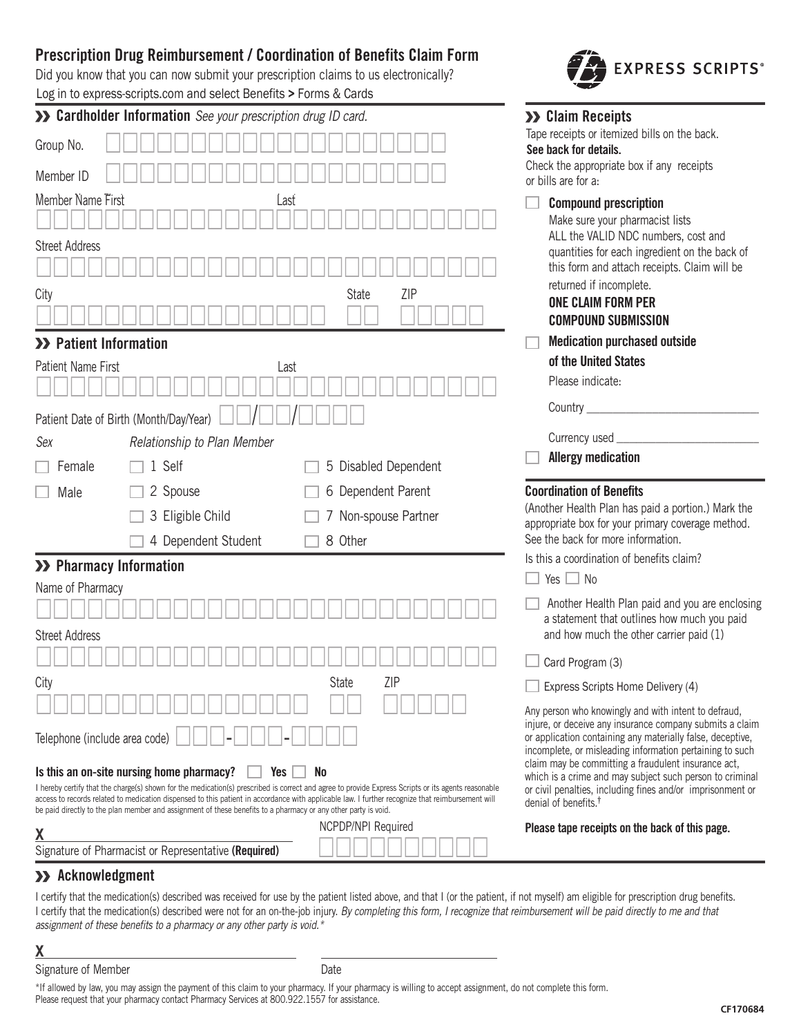## Prescription Drug Reimbursement / Coordination of Benefits Claim Form

Did you know that you can now submit your prescription claims to us electronically?
Log in to express-scripts.com and select Benefits > Forms & Cards

EXPRESS SCRIPTS®

### » Cardholder Information *See your prescription drug ID card.*

Group No. ____________________

Member ID ____________________

Member Name First ____________________ Last ____________________

Street Address ____________________

City ____________________ State ____ ZIP ________

### » Patient Information

Patient Name First ____________________ Last ____________________

Patient Date of Birth (Month/Day/Year) ___/___/_____

*Sex*

- ☐ Female
- ☐ Male

*Relationship to Plan Member*

- ☐ 1 Self
- ☐ 2 Spouse
- ☐ 3 Eligible Child
- ☐ 4 Dependent Student
- ☐ 5 Disabled Dependent
- ☐ 6 Dependent Parent
- ☐ 7 Non-spouse Partner
- ☐ 8 Other

### » Pharmacy Information

Name of Pharmacy ____________________

Street Address ____________________

City ____________________ State ____ ZIP ________

Telephone (include area code) ___-___-____

**Is this an on-site nursing home pharmacy?** ☐ **Yes** ☐ **No**

I hereby certify that the charge(s) shown for the medication(s) prescribed is correct and agree to provide Express Scripts or its agents reasonable access to records related to medication dispensed to this patient in accordance with applicable law. I further recognize that reimbursement will be paid directly to the plan member and assignment of these benefits to a pharmacy or any other party is void.

**X** ____________________

Signature of Pharmacist or Representative **(Required)**

NCPDP/NPI Required ____________________

### » Claim Receipts

Tape receipts or itemized bills on the back. **See back for details.**
Check the appropriate box if any receipts or bills are for a:

- ☐ **Compound prescription**
  Make sure your pharmacist lists ALL the VALID NDC numbers, cost and quantities for each ingredient on the back of this form and attach receipts. Claim will be returned if incomplete.
  **ONE CLAIM FORM PER COMPOUND SUBMISSION**
- ☐ **Medication purchased outside of the United States**
  Please indicate:
  Country ____________________
  Currency used ____________________
- ☐ **Allergy medication**

### Coordination of Benefits

(Another Health Plan has paid a portion.) Mark the appropriate box for your primary coverage method. See the back for more information.

Is this a coordination of benefits claim?

☐ Yes ☐ No

- ☐ Another Health Plan paid and you are enclosing a statement that outlines how much you paid and how much the other carrier paid (1)
- ☐ Card Program (3)
- ☐ Express Scripts Home Delivery (4)

Any person who knowingly and with intent to defraud, injure, or deceive any insurance company submits a claim or application containing any materially false, deceptive, incomplete, or misleading information pertaining to such claim may be committing a fraudulent insurance act, which is a crime and may subject such person to criminal or civil penalties, including fines and/or imprisonment or denial of benefits.†

**Please tape receipts on the back of this page.**

### » Acknowledgment

I certify that the medication(s) described was received for use by the patient listed above, and that I (or the patient, if not myself) am eligible for prescription drug benefits. I certify that the medication(s) described were not for an on-the-job injury. *By completing this form, I recognize that reimbursement will be paid directly to me and that assignment of these benefits to a pharmacy or any other party is void.\**

**X** ____________________ ____________________

Signature of Member Date

\*If allowed by law, you may assign the payment of this claim to your pharmacy. If your pharmacy is willing to accept assignment, do not complete this form. Please request that your pharmacy contact Pharmacy Services at 800.922.1557 for assistance.

CF170684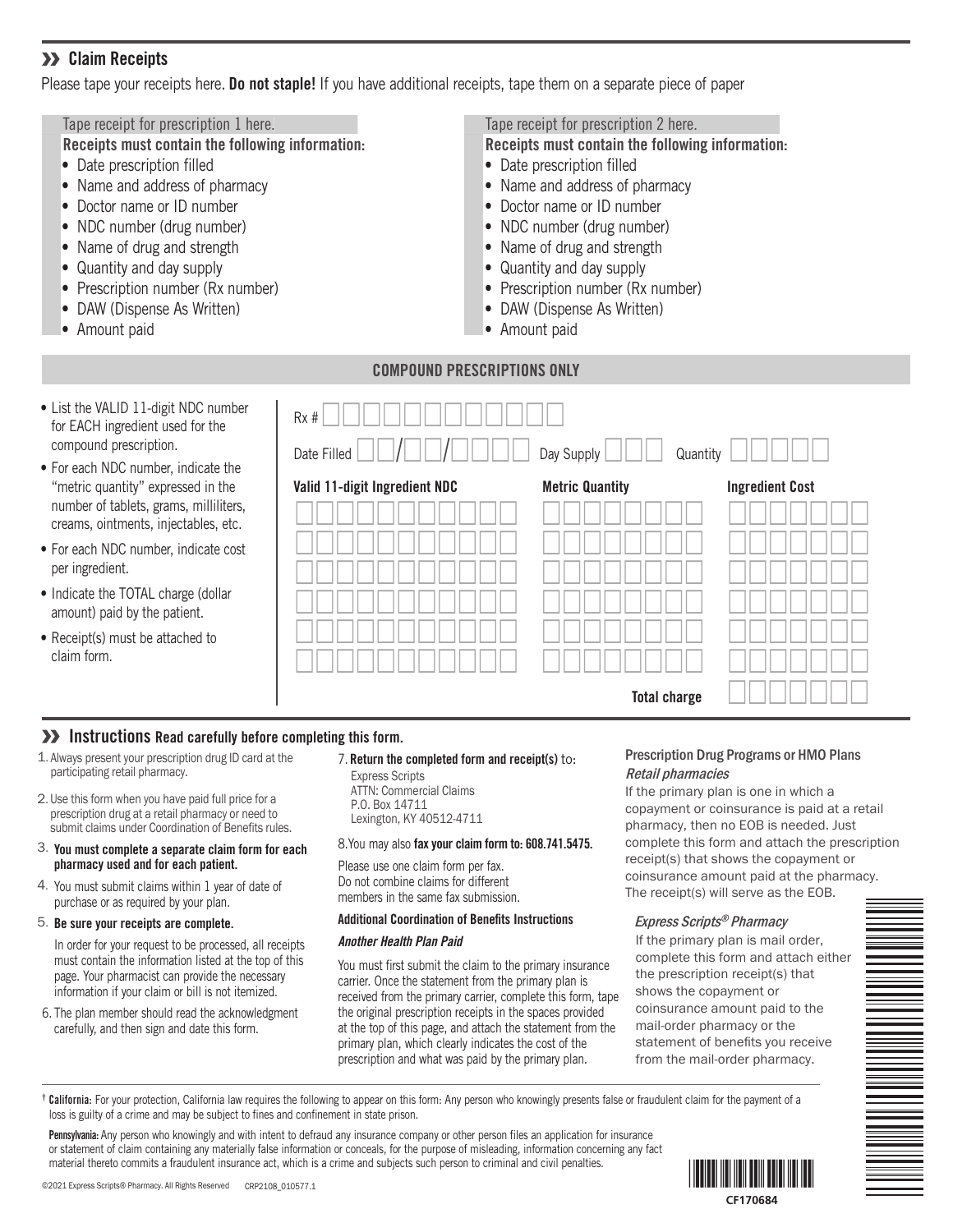## Claim Receipts

Please tape your receipts here. **Do not staple!** If you have additional receipts, tape them on a separate piece of paper

Tape receipt for prescription 1 here.

**Receipts must contain the following information:**

- Date prescription filled
- Name and address of pharmacy
- Doctor name or ID number
- NDC number (drug number)
- Name of drug and strength
- Quantity and day supply
- Prescription number (Rx number)
- DAW (Dispense As Written)
- Amount paid

Tape receipt for prescription 2 here.

**Receipts must contain the following information:**

- Date prescription filled
- Name and address of pharmacy
- Doctor name or ID number
- NDC number (drug number)
- Name of drug and strength
- Quantity and day supply
- Prescription number (Rx number)
- DAW (Dispense As Written)
- Amount paid

### COMPOUND PRESCRIPTIONS ONLY

- List the VALID 11-digit NDC number for EACH ingredient used for the compound prescription.
- For each NDC number, indicate the "metric quantity" expressed in the number of tablets, grams, milliliters, creams, ointments, injectables, etc.
- For each NDC number, indicate cost per ingredient.
- Indicate the TOTAL charge (dollar amount) paid by the patient.
- Receipt(s) must be attached to claim form.

Rx # ______________

Date Filled ___/___/_____ Day Supply _____ Quantity _____

| Valid 11-digit Ingredient NDC | Metric Quantity | Ingredient Cost |
|---|---|---|
| | | |
| | | |
| | | |
| | | |
| | | |
| | | |
| | **Total charge** | |

## Instructions Read carefully before completing this form.

1. Always present your prescription drug ID card at the participating retail pharmacy.
2. Use this form when you have paid full price for a prescription drug at a retail pharmacy or need to submit claims under Coordination of Benefits rules.
3. **You must complete a separate claim form for each pharmacy used and for each patient.**
4. You must submit claims within 1 year of date of purchase or as required by your plan.
5. **Be sure your receipts are complete.**

   In order for your request to be processed, all receipts must contain the information listed at the top of this page. Your pharmacist can provide the necessary information if your claim or bill is not itemized.
6. The plan member should read the acknowledgment carefully, and then sign and date this form.
7. **Return the completed form and receipt(s)** to:

   Express Scripts
   ATTN: Commercial Claims
   P.O. Box 14711
   Lexington, KY 40512-4711
8. You may also **fax your claim form to: 608.741.5475.**

Please use one claim form per fax. Do not combine claims for different members in the same fax submission.

**Additional Coordination of Benefits Instructions**

***Another Health Plan Paid***

You must first submit the claim to the primary insurance carrier. Once the statement from the primary plan is received from the primary carrier, complete this form, tape the original prescription receipts in the spaces provided at the top of this page, and attach the statement from the primary plan, which clearly indicates the cost of the prescription and what was paid by the primary plan.

**Prescription Drug Programs or HMO Plans**

***Retail pharmacies***

If the primary plan is one in which a copayment or coinsurance is paid at a retail pharmacy, then no EOB is needed. Just complete this form and attach the prescription receipt(s) that shows the copayment or coinsurance amount paid at the pharmacy. The receipt(s) will serve as the EOB.

***Express Scripts® Pharmacy***

If the primary plan is mail order, complete this form and attach either the prescription receipt(s) that shows the copayment or coinsurance amount paid to the mail-order pharmacy or the statement of benefits you receive from the mail-order pharmacy.

† **California:** For your protection, California law requires the following to appear on this form: Any person who knowingly presents false or fraudulent claim for the payment of a loss is guilty of a crime and may be subject to fines and confinement in state prison.

**Pennsylvania:** Any person who knowingly and with intent to defraud any insurance company or other person files an application for insurance or statement of claim containing any materially false information or conceals, for the purpose of misleading, information concerning any fact material thereto commits a fraudulent insurance act, which is a crime and subjects such person to criminal and civil penalties.

©2021 Express Scripts® Pharmacy. All Rights Reserved CRP2108_010577.1

CF170684